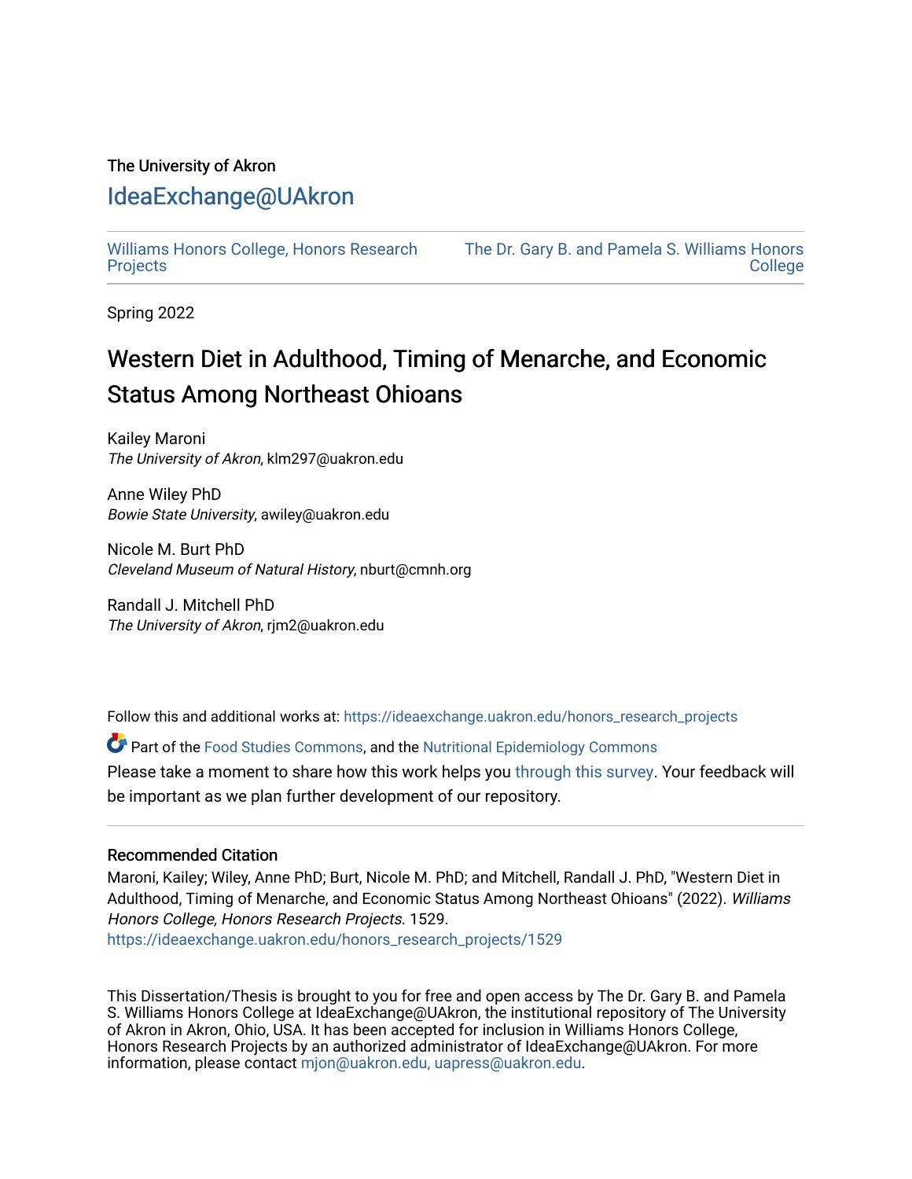The University of Akron

# IdeaExchange@UAkron

Williams Honors College, Honors Research Projects | The Dr. Gary B. and Pamela S. Williams Honors College

Spring 2022

## Western Diet in Adulthood, Timing of Menarche, and Economic Status Among Northeast Ohioans

Kailey Maroni
*The University of Akron*, klm297@uakron.edu

Anne Wiley PhD
*Bowie State University*, awiley@uakron.edu

Nicole M. Burt PhD
*Cleveland Museum of Natural History*, nburt@cmnh.org

Randall J. Mitchell PhD
*The University of Akron*, rjm2@uakron.edu

Follow this and additional works at: https://ideaexchange.uakron.edu/honors_research_projects

Part of the Food Studies Commons, and the Nutritional Epidemiology Commons

Please take a moment to share how this work helps you through this survey. Your feedback will be important as we plan further development of our repository.

### Recommended Citation

Maroni, Kailey; Wiley, Anne PhD; Burt, Nicole M. PhD; and Mitchell, Randall J. PhD, "Western Diet in Adulthood, Timing of Menarche, and Economic Status Among Northeast Ohioans" (2022). *Williams Honors College, Honors Research Projects*. 1529.
https://ideaexchange.uakron.edu/honors_research_projects/1529

This Dissertation/Thesis is brought to you for free and open access by The Dr. Gary B. and Pamela S. Williams Honors College at IdeaExchange@UAkron, the institutional repository of The University of Akron in Akron, Ohio, USA. It has been accepted for inclusion in Williams Honors College, Honors Research Projects by an authorized administrator of IdeaExchange@UAkron. For more information, please contact mjon@uakron.edu, uapress@uakron.edu.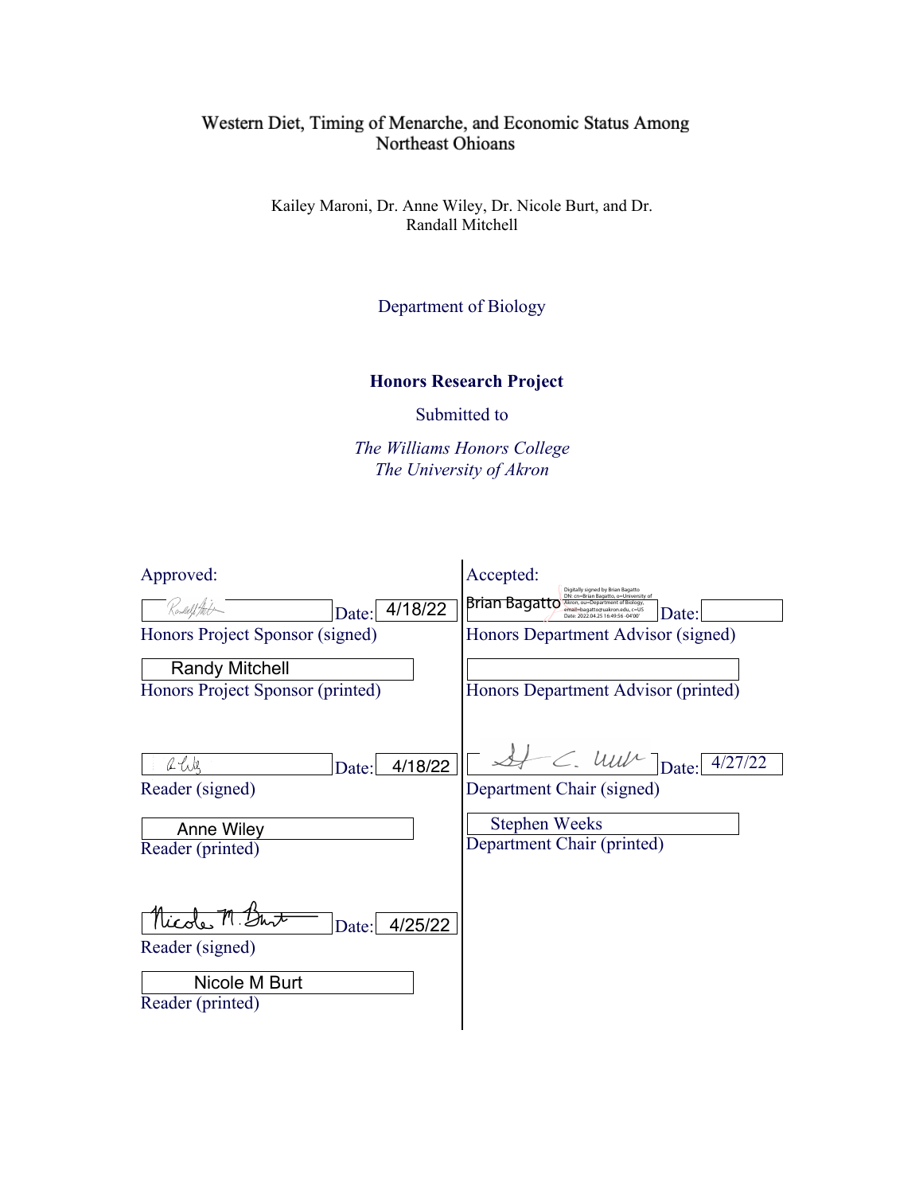# Western Diet, Timing of Menarche, and Economic Status Among Northeast Ohioans

Kailey Maroni, Dr. Anne Wiley, Dr. Nicole Burt, and Dr. Randall Mitchell

Department of Biology

**Honors Research Project**

Submitted to

*The Williams Honors College*
*The University of Akron*

Approved:

Date: 4/18/22
Honors Project Sponsor (signed)

Randy Mitchell
Honors Project Sponsor (printed)

Date: 4/18/22
Reader (signed)

Anne Wiley
Reader (printed)

Date: 4/25/22
Reader (signed)

Nicole M Burt
Reader (printed)

Accepted:

Brian Bagatto Digitally signed by Brian Bagatto DN: cn=Brian Bagatto, o=University of Akron, ou=Department of Biology, email=bagatto@uakron.edu, c=US Date: 2022.04.25 16:49:56 -04'00'
Date:
Honors Department Advisor (signed)

Honors Department Advisor (printed)

Date: 4/27/22
Department Chair (signed)

Stephen Weeks
Department Chair (printed)